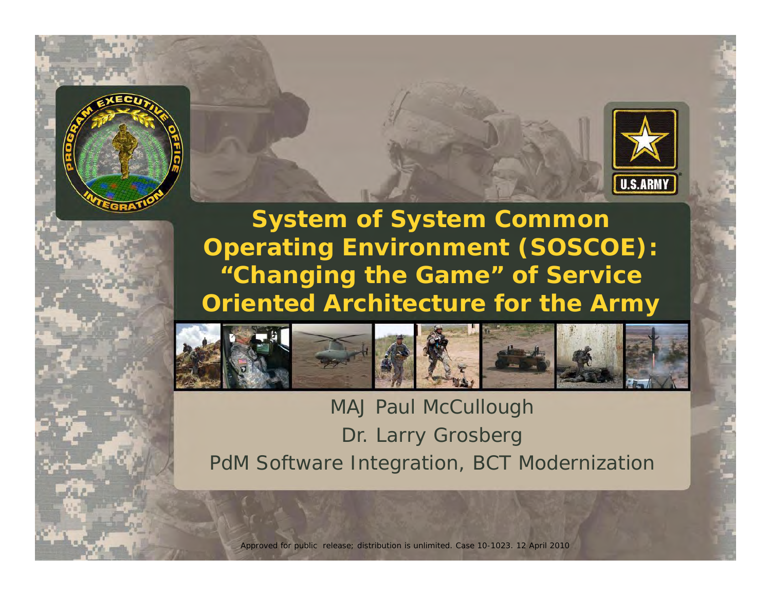# System of System Common Operating Environment (SOSCOE): "Changing the Game" of Service Oriented Architecture for the Army

MAJ Paul McCullough

Dr. Larry Grosberg

PdM Software Integration, BCT Modernization

Approved for public release; distribution is unlimited. Case 10-1023. 12 April 2010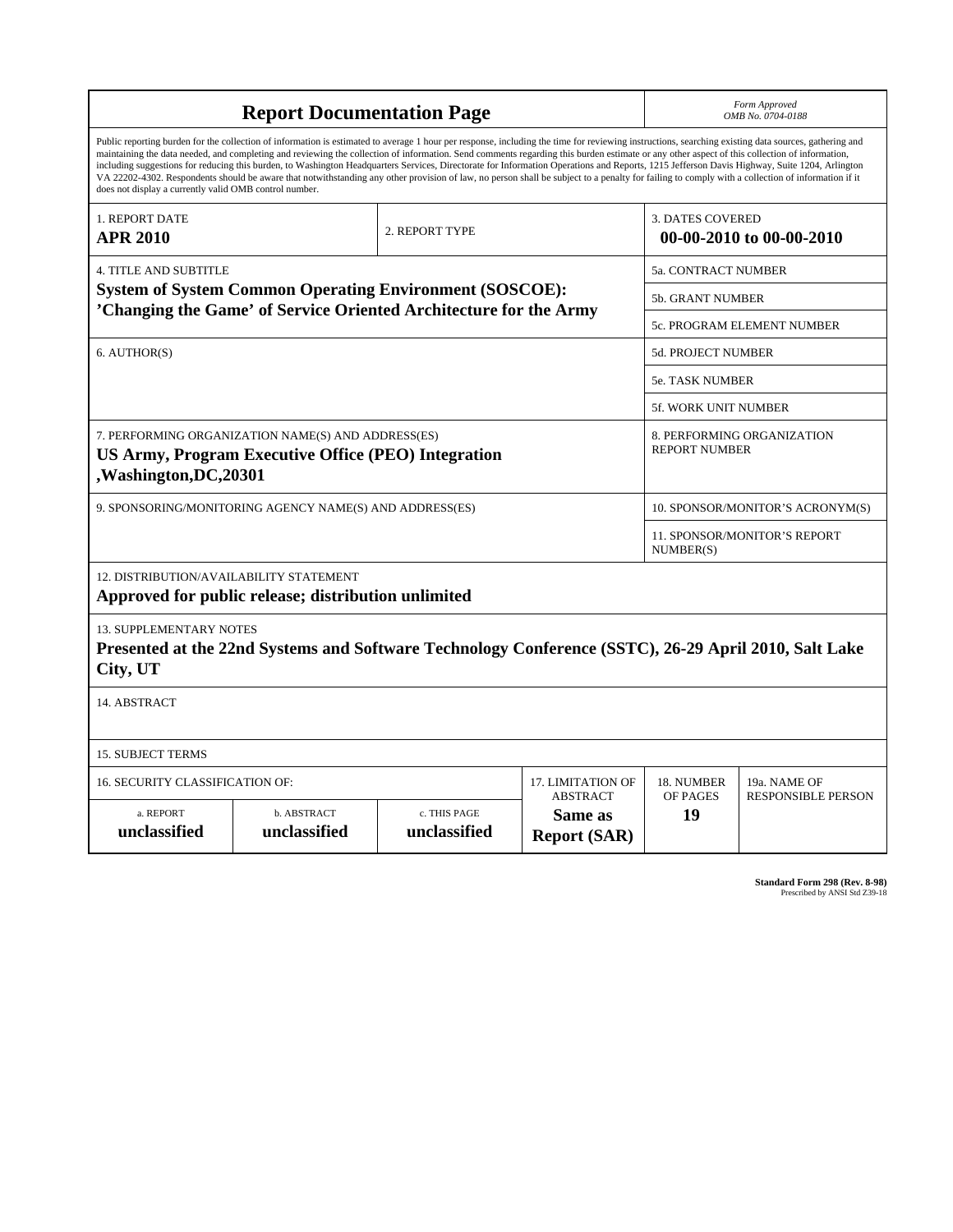# Report Documentation Page

*Form Approved*
*OMB No. 0704-0188*

Public reporting burden for the collection of information is estimated to average 1 hour per response, including the time for reviewing instructions, searching existing data sources, gathering and maintaining the data needed, and completing and reviewing the collection of information. Send comments regarding this burden estimate or any other aspect of this collection of information, including suggestions for reducing this burden, to Washington Headquarters Services, Directorate for Information Operations and Reports, 1215 Jefferson Davis Highway, Suite 1204, Arlington VA 22202-4302. Respondents should be aware that notwithstanding any other provision of law, no person shall be subject to a penalty for failing to comply with a collection of information if it does not display a currently valid OMB control number.

| | | |
|---|---|---|
| 1. REPORT DATE<br>**APR 2010** | 2. REPORT TYPE | 3. DATES COVERED<br>**00-00-2010 to 00-00-2010** |

| | |
|---|---|
| 4. TITLE AND SUBTITLE<br>**System of System Common Operating Environment (SOSCOE): 'Changing the Game' of Service Oriented Architecture for the Army** | 5a. CONTRACT NUMBER |
| | 5b. GRANT NUMBER |
| | 5c. PROGRAM ELEMENT NUMBER |
| 6. AUTHOR(S) | 5d. PROJECT NUMBER |
| | 5e. TASK NUMBER |
| | 5f. WORK UNIT NUMBER |
| 7. PERFORMING ORGANIZATION NAME(S) AND ADDRESS(ES)<br>**US Army, Program Executive Office (PEO) Integration ,Washington,DC,20301** | 8. PERFORMING ORGANIZATION REPORT NUMBER |
| 9. SPONSORING/MONITORING AGENCY NAME(S) AND ADDRESS(ES) | 10. SPONSOR/MONITOR'S ACRONYM(S) |
| | 11. SPONSOR/MONITOR'S REPORT NUMBER(S) |

12. DISTRIBUTION/AVAILABILITY STATEMENT
**Approved for public release; distribution unlimited**

13. SUPPLEMENTARY NOTES
**Presented at the 22nd Systems and Software Technology Conference (SSTC), 26-29 April 2010, Salt Lake City, UT**

14. ABSTRACT

15. SUBJECT TERMS

| 16. SECURITY CLASSIFICATION OF: | | | 17. LIMITATION OF ABSTRACT | 18. NUMBER OF PAGES | 19a. NAME OF RESPONSIBLE PERSON |
|---|---|---|---|---|---|
| a. REPORT<br>**unclassified** | b. ABSTRACT<br>**unclassified** | c. THIS PAGE<br>**unclassified** | **Same as Report (SAR)** | **19** | |

**Standard Form 298 (Rev. 8-98)**
Prescribed by ANSI Std Z39-18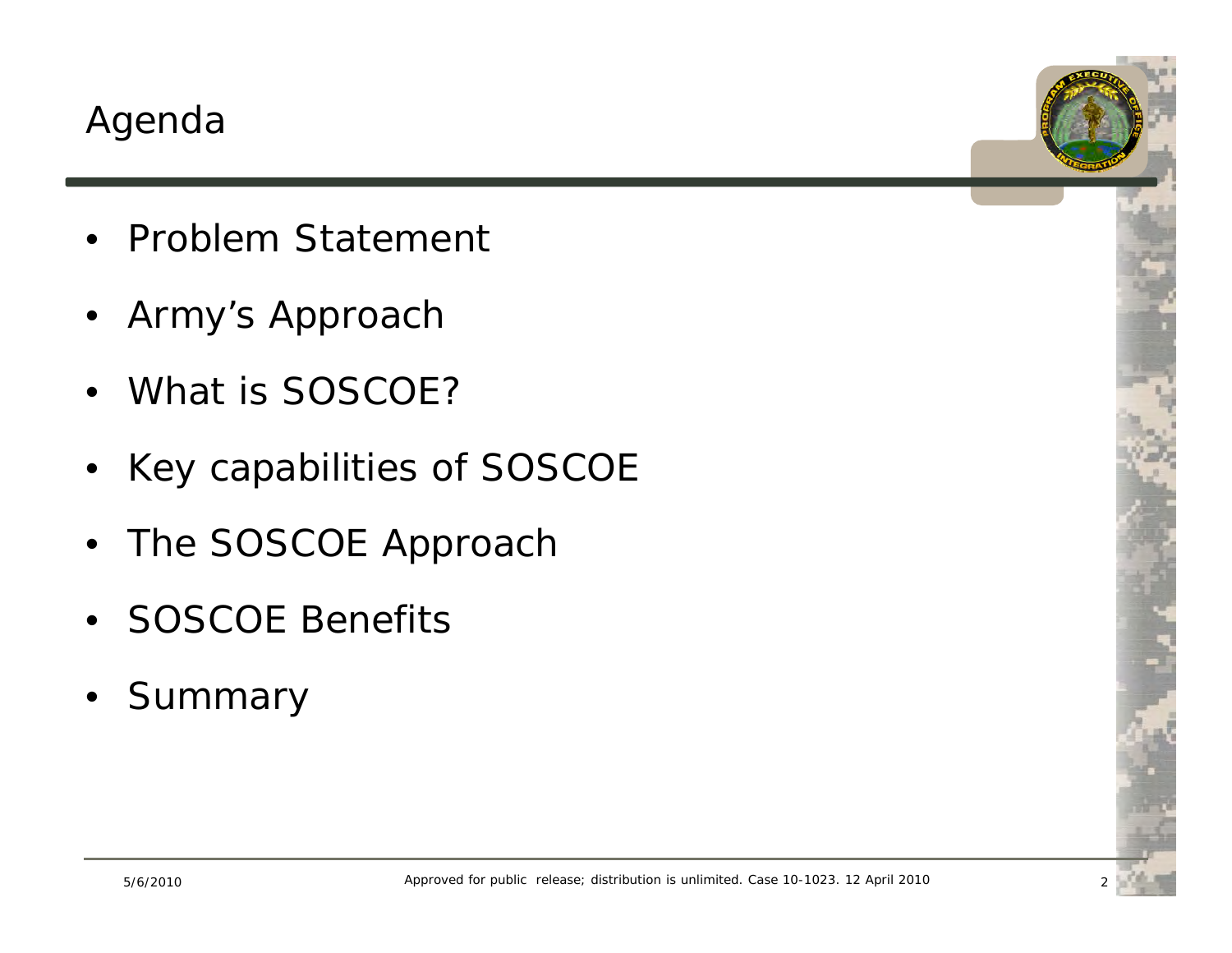# Agenda

- Problem Statement
- Army's Approach
- What is SOSCOE?
- Key capabilities of SOSCOE
- The SOSCOE Approach
- SOSCOE Benefits
- Summary

*Approved for public release; distribution is unlimited. Case 10-1023. 12 April 2010*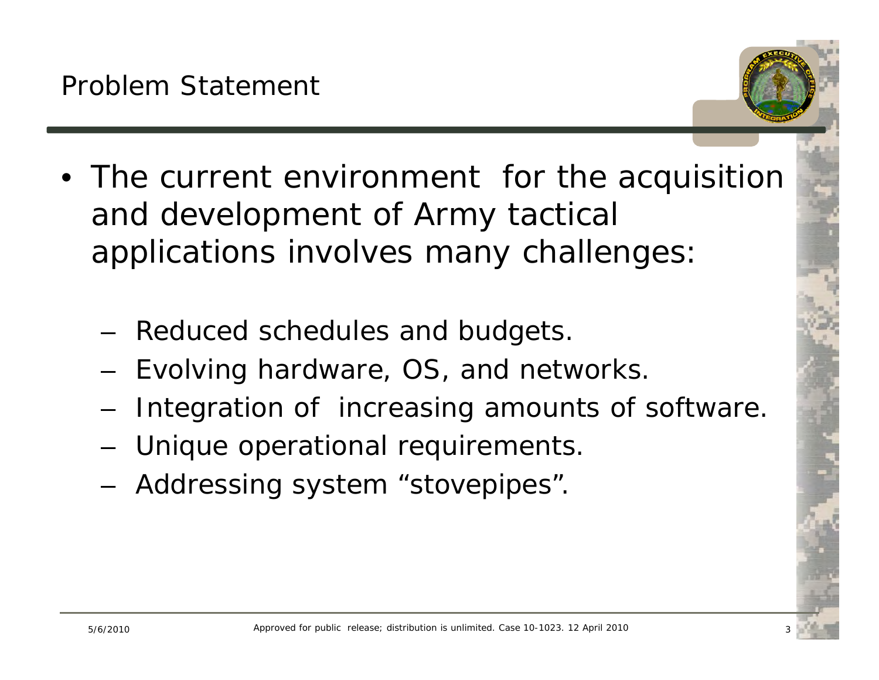# Problem Statement

- The current environment for the acquisition and development of Army tactical applications involves many challenges:
  - Reduced schedules and budgets.
  - Evolving hardware, OS, and networks.
  - Integration of increasing amounts of software.
  - Unique operational requirements.
  - Addressing system "stovepipes".

Approved for public release; distribution is unlimited. Case 10-1023. 12 April 2010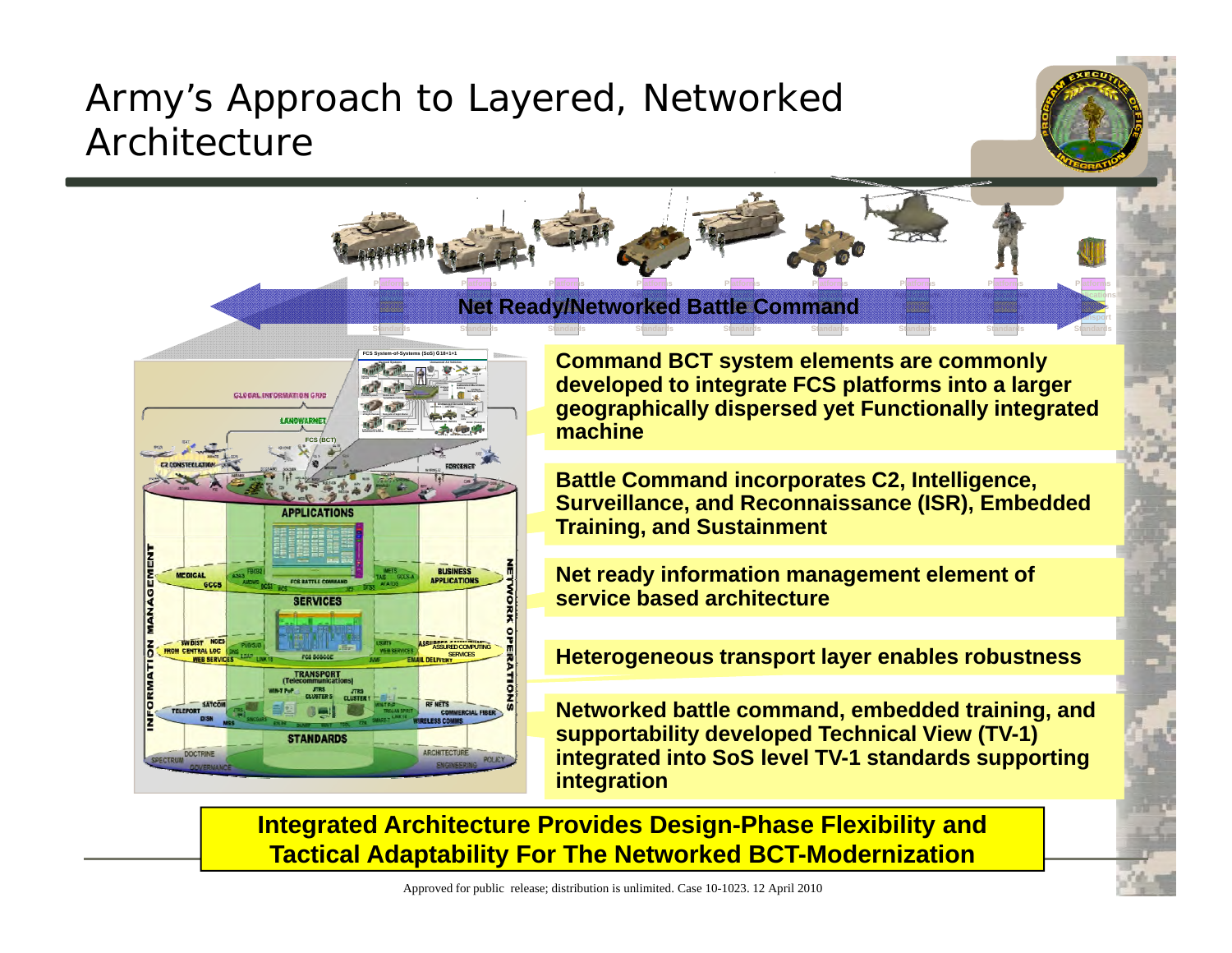# Army's Approach to Layered, Networked Architecture

**Net Ready/Networked Battle Command**

**Command BCT system elements are commonly developed to integrate FCS platforms into a larger geographically dispersed yet Functionally integrated machine**

**Battle Command incorporates C2, Intelligence, Surveillance, and Reconnaissance (ISR), Embedded Training, and Sustainment**

**Net ready information management element of service based architecture**

**Heterogeneous transport layer enables robustness**

**Networked battle command, embedded training, and supportability developed Technical View (TV-1) integrated into SoS level TV-1 standards supporting integration**

**Integrated Architecture Provides Design-Phase Flexibility and Tactical Adaptability For The Networked BCT-Modernization**

Approved for public release; distribution is unlimited. Case 10-1023. 12 April 2010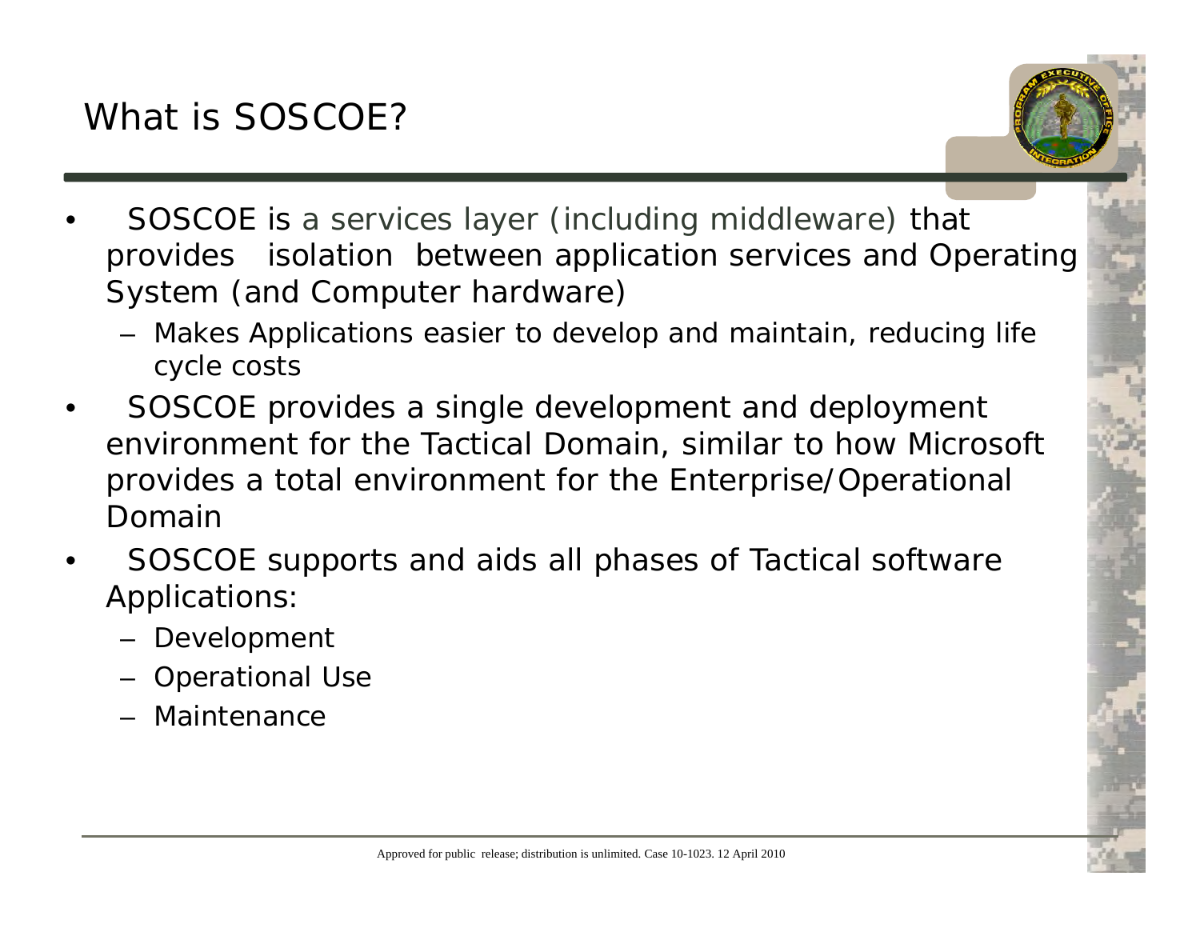# What is SOSCOE?

- SOSCOE is a services layer (including middleware) that provides isolation between application services and Operating System (and Computer hardware)
  - Makes Applications easier to develop and maintain, reducing life cycle costs
- SOSCOE provides a single development and deployment environment for the Tactical Domain, similar to how Microsoft provides a total environment for the Enterprise/Operational Domain
- SOSCOE supports and aids all phases of Tactical software Applications:
  - Development
  - Operational Use
  - Maintenance

Approved for public release; distribution is unlimited. Case 10-1023. 12 April 2010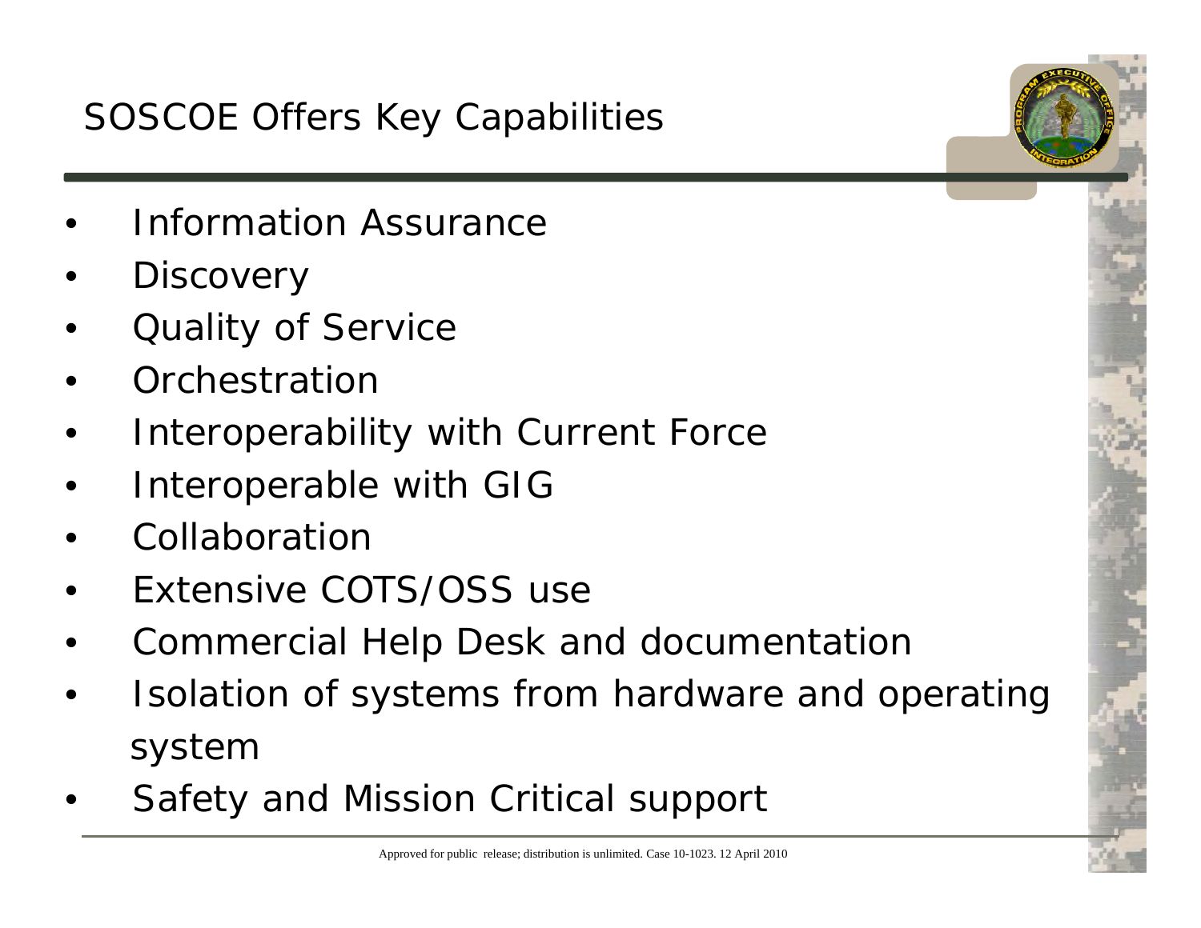# SOSCOE Offers Key Capabilities

- Information Assurance
- Discovery
- Quality of Service
- Orchestration
- Interoperability with Current Force
- Interoperable with GIG
- Collaboration
- Extensive COTS/OSS use
- Commercial Help Desk and documentation
- Isolation of systems from hardware and operating system
- Safety and Mission Critical support

Approved for public release; distribution is unlimited. Case 10-1023. 12 April 2010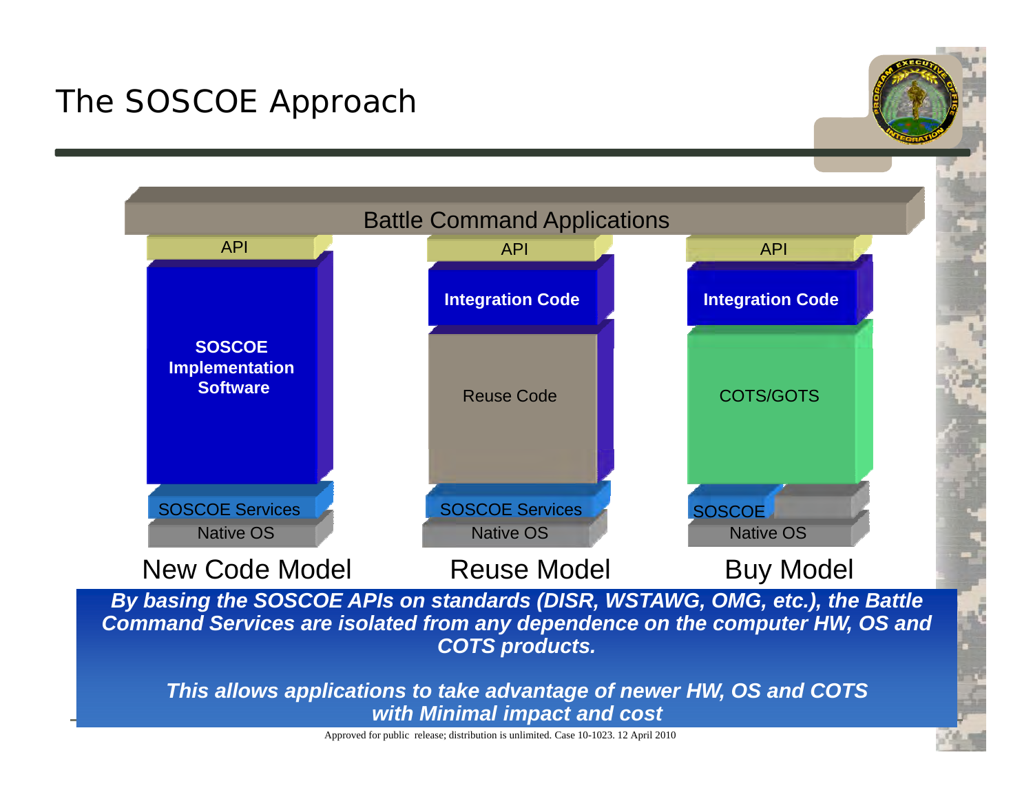# The SOSCOE Approach

Battle Command Applications

| New Code Model | Reuse Model | Buy Model |
|---|---|---|
| API | API | API |
| **SOSCOE Implementation Software** | **Integration Code** | **Integration Code** |
| | Reuse Code | COTS/GOTS |
| SOSCOE Services | SOSCOE Services | SOSCOE |
| Native OS | Native OS | Native OS |

***By basing the SOSCOE APIs on standards (DISR, WSTAWG, OMG, etc.), the Battle Command Services are isolated from any dependence on the computer HW, OS and COTS products.***

***This allows applications to take advantage of newer HW, OS and COTS with Minimal impact and cost***

Approved for public release; distribution is unlimited. Case 10-1023. 12 April 2010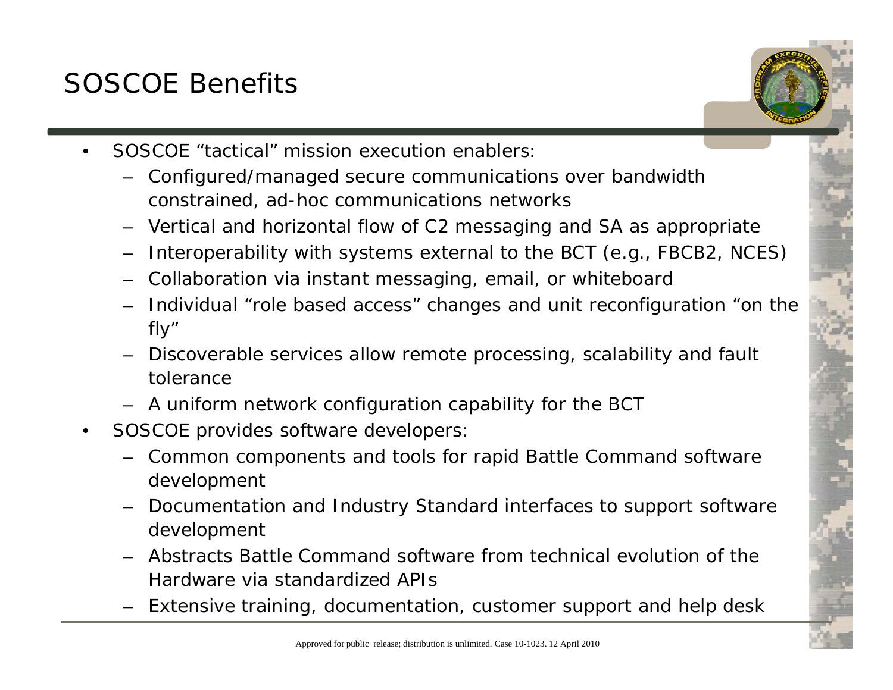# SOSCOE Benefits

- SOSCOE "tactical" mission execution enablers:
  - Configured/managed secure communications over bandwidth constrained, ad-hoc communications networks
  - Vertical and horizontal flow of C2 messaging and SA as appropriate
  - Interoperability with systems external to the BCT (e.g., FBCB2, NCES)
  - Collaboration via instant messaging, email, or whiteboard
  - Individual "role based access" changes and unit reconfiguration "on the fly"
  - Discoverable services allow remote processing, scalability and fault tolerance
  - A uniform network configuration capability for the BCT
- SOSCOE provides software developers:
  - Common components and tools for rapid Battle Command software development
  - Documentation and Industry Standard interfaces to support software development
  - Abstracts Battle Command software from technical evolution of the Hardware via standardized APIs
  - Extensive training, documentation, customer support and help desk

Approved for public release; distribution is unlimited. Case 10-1023. 12 April 2010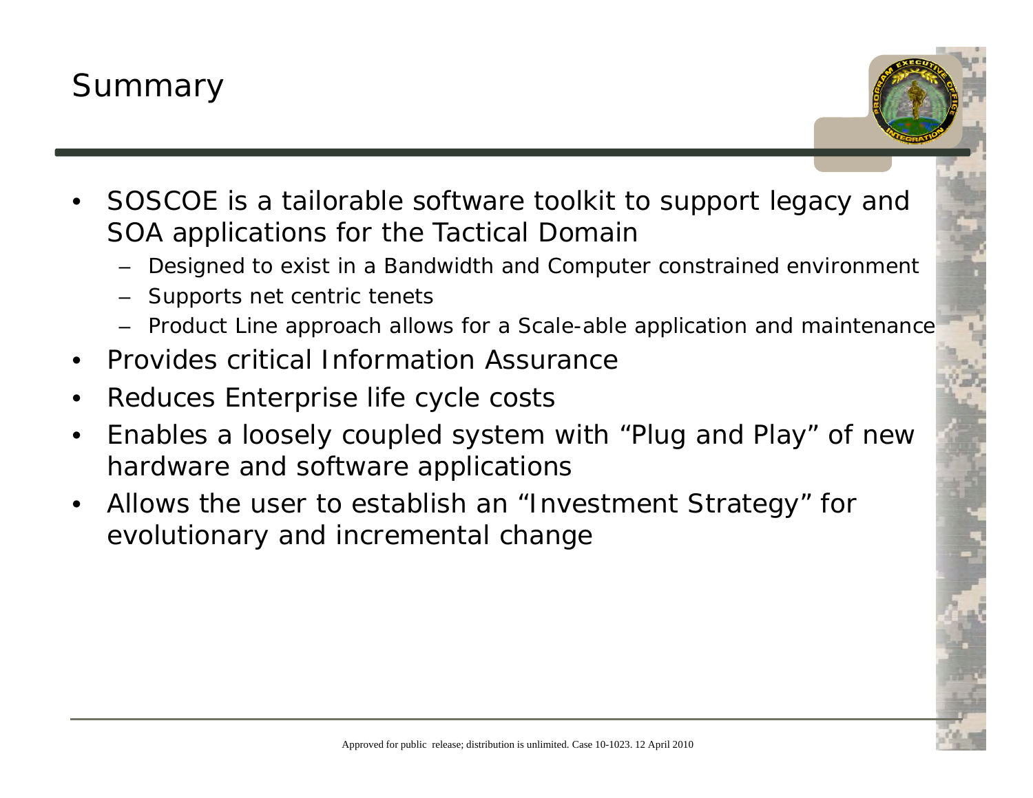# Summary

- SOSCOE is a tailorable software toolkit to support legacy and SOA applications for the Tactical Domain
  - Designed to exist in a Bandwidth and Computer constrained environment
  - Supports net centric tenets
  - Product Line approach allows for a Scale-able application and maintenance
- Provides critical Information Assurance
- Reduces Enterprise life cycle costs
- Enables a loosely coupled system with “Plug and Play” of new hardware and software applications
- Allows the user to establish an “Investment Strategy” for evolutionary and incremental change

Approved for public release; distribution is unlimited. Case 10-1023. 12 April 2010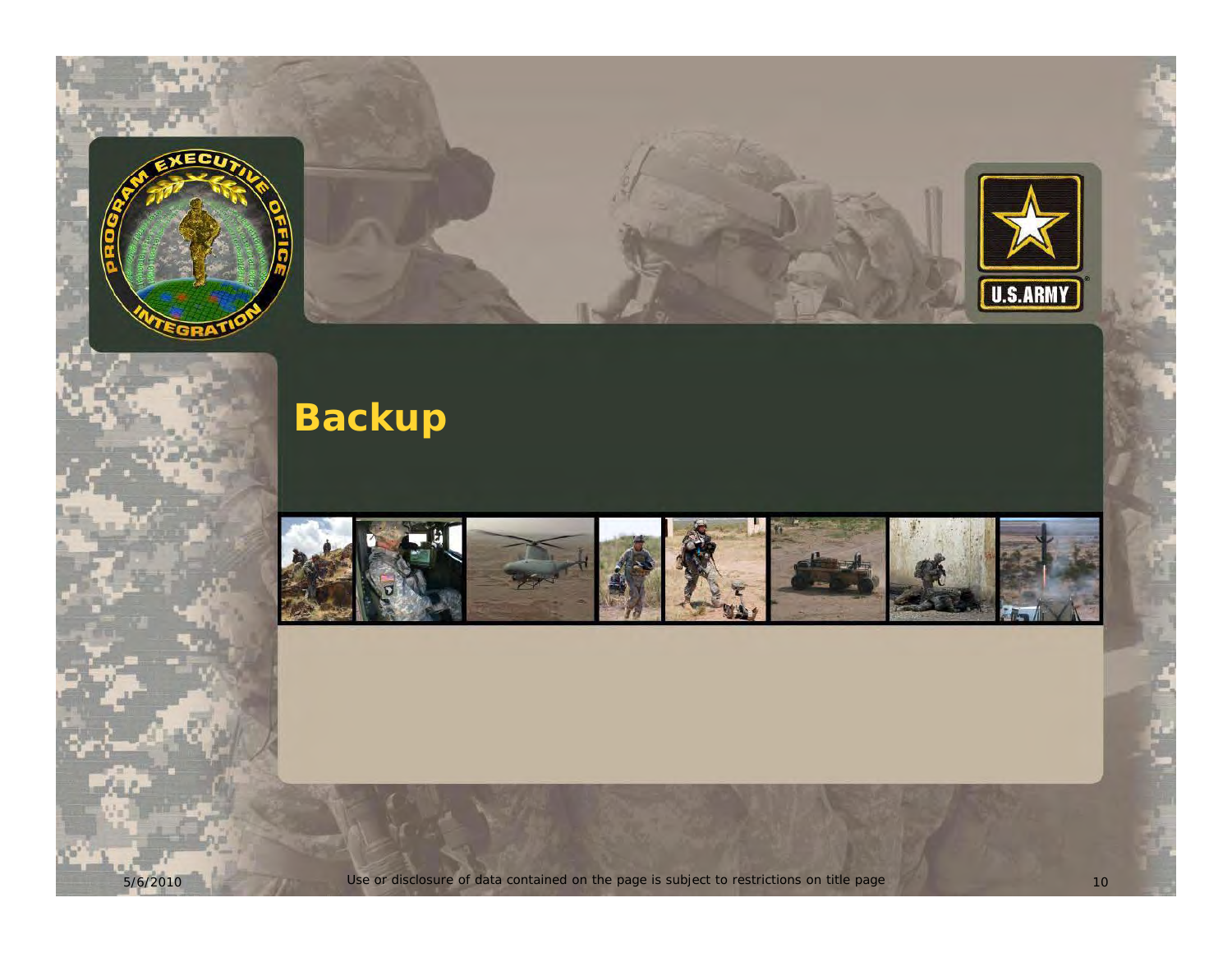# Backup

Use or disclosure of data contained on the page is subject to restrictions on title page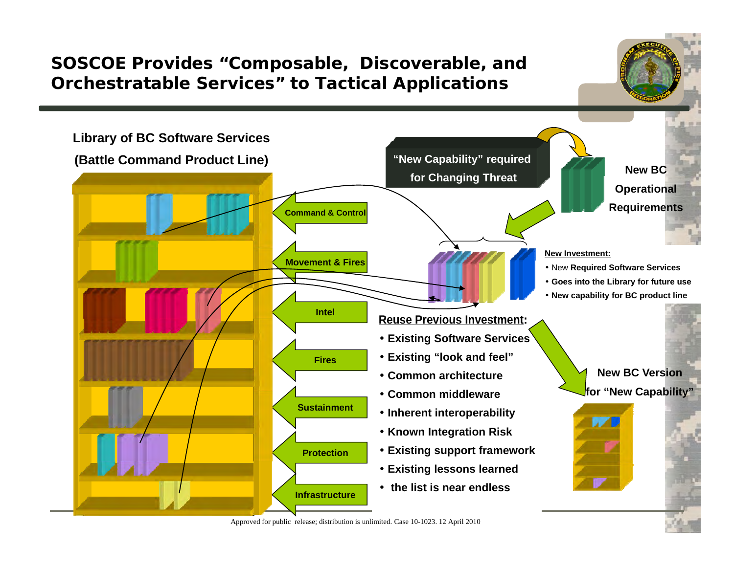# SOSCOE Provides "Composable, Discoverable, and Orchestratable Services" to Tactical Applications

**Library of BC Software Services**

**(Battle Command Product Line)**

- Command & Control
- Movement & Fires
- Intel
- Fires
- Sustainment
- Protection
- Infrastructure

**"New Capability" required for Changing Threat**

**New BC Operational Requirements**

**New Investment:**

- New **Required Software Services**
- **Goes into the Library for future use**
- **New capability for BC product line**

**Reuse Previous Investment:**

- **Existing Software Services**
- **Existing "look and feel"**
- **Common architecture**
- **Common middleware**
- **Inherent interoperability**
- **Known Integration Risk**
- **Existing support framework**
- **Existing lessons learned**
- **the list is near endless**

**New BC Version for "New Capability"**

Approved for public release; distribution is unlimited. Case 10-1023. 12 April 2010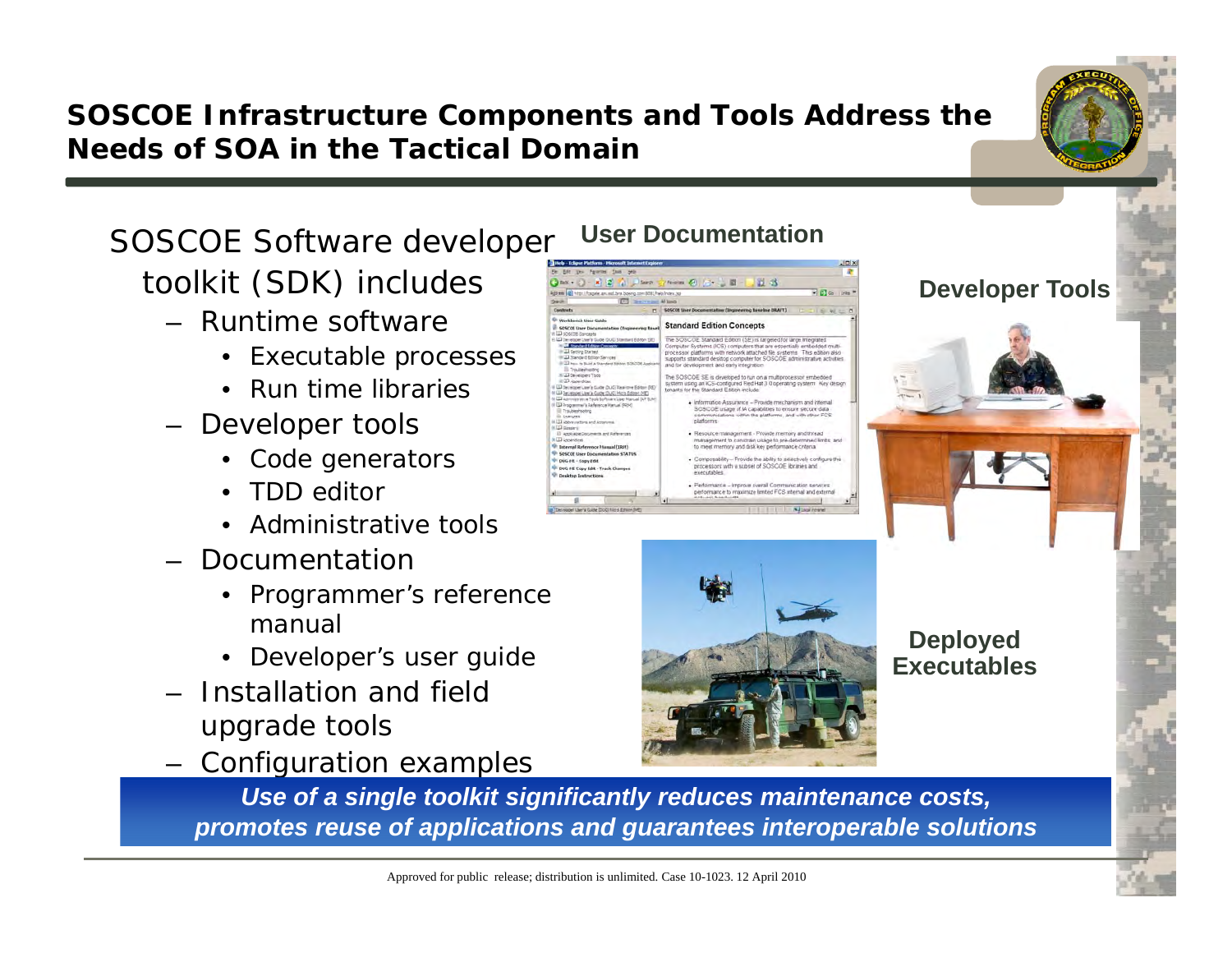# SOSCOE Infrastructure Components and Tools Address the Needs of SOA in the Tactical Domain

SOSCOE Software developer toolkit (SDK) includes

- Runtime software
  - Executable processes
  - Run time libraries
- Developer tools
  - Code generators
  - TDD editor
  - Administrative tools
- Documentation
  - Programmer's reference manual
  - Developer's user guide
- Installation and field upgrade tools
- Configuration examples

**User Documentation**

**Developer Tools**

**Deployed Executables**

***Use of a single toolkit significantly reduces maintenance costs, promotes reuse of applications and guarantees interoperable solutions***

Approved for public release; distribution is unlimited. Case 10-1023. 12 April 2010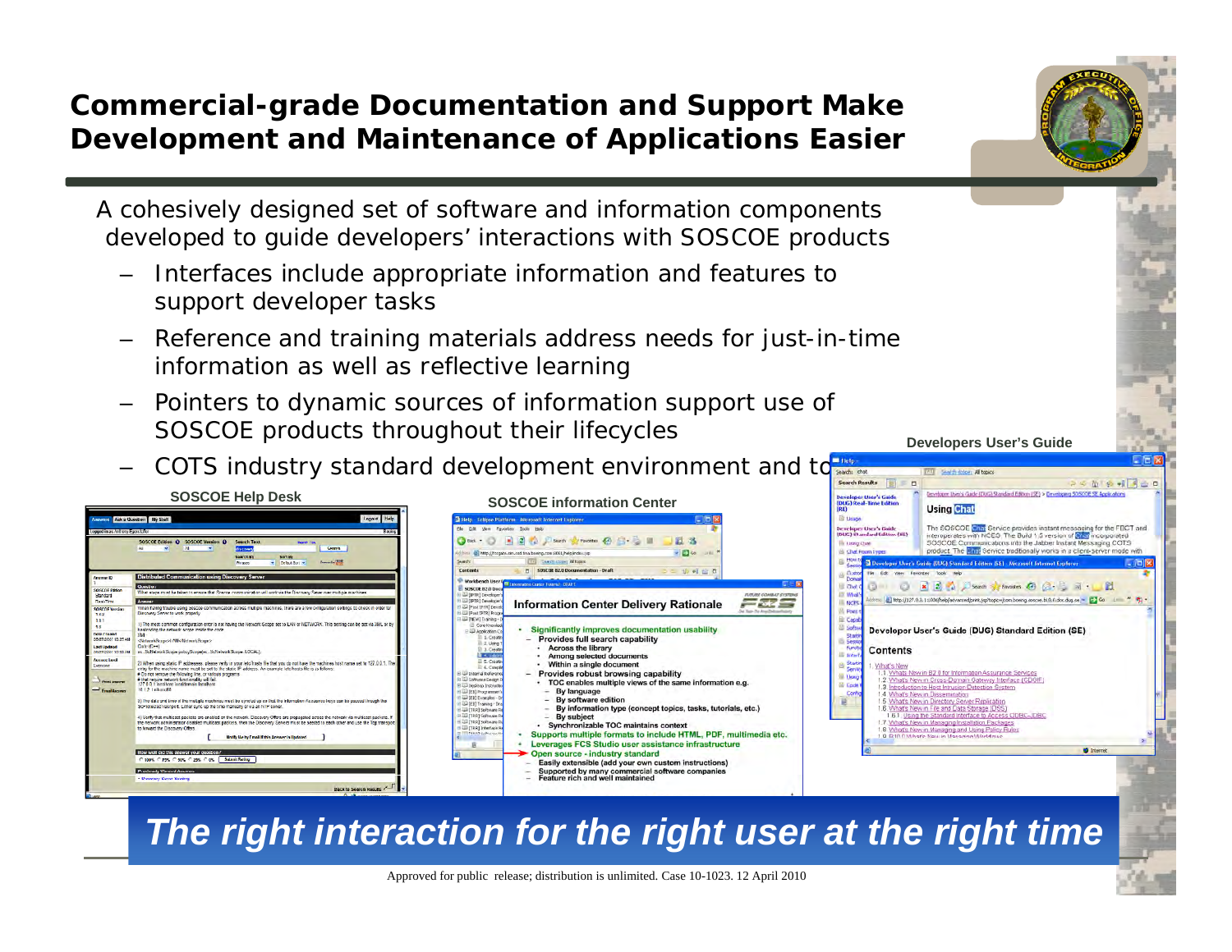# Commercial-grade Documentation and Support Make Development and Maintenance of Applications Easier

A cohesively designed set of software and information components developed to guide developers' interactions with SOSCOE products

- Interfaces include appropriate information and features to support developer tasks
- Reference and training materials address needs for just-in-time information as well as reflective learning
- Pointers to dynamic sources of information support use of SOSCOE products throughout their lifecycles
- COTS industry standard development environment and to

**SOSCOE Help Desk**

**SOSCOE information Center**

**Developers User's Guide**

Information Center Delivery Rationale

- Significantly improves documentation usability
  - Provides full search capability
    - Across the library
    - Among selected documents
    - Within a single document
  - Provides robust browsing capability
    - TOC enables multiple views of the same information e.g.
      - By language
      - By software edition
      - By information type (concept topics, tasks, tutorials, etc.)
      - By subject
    - Synchronizable TOC maintains context
- Supports multiple formats to include HTML, PDF, multimedia etc.
- Leverages FCS Studio user assistance infrastructure
- Open source - industry standard
  - Easily extensible (add your own custom instructions)
  - Supported by many commercial software companies
  - Feature rich and well maintained

***The right interaction for the right user at the right time***

Approved for public release; distribution is unlimited. Case 10-1023. 12 April 2010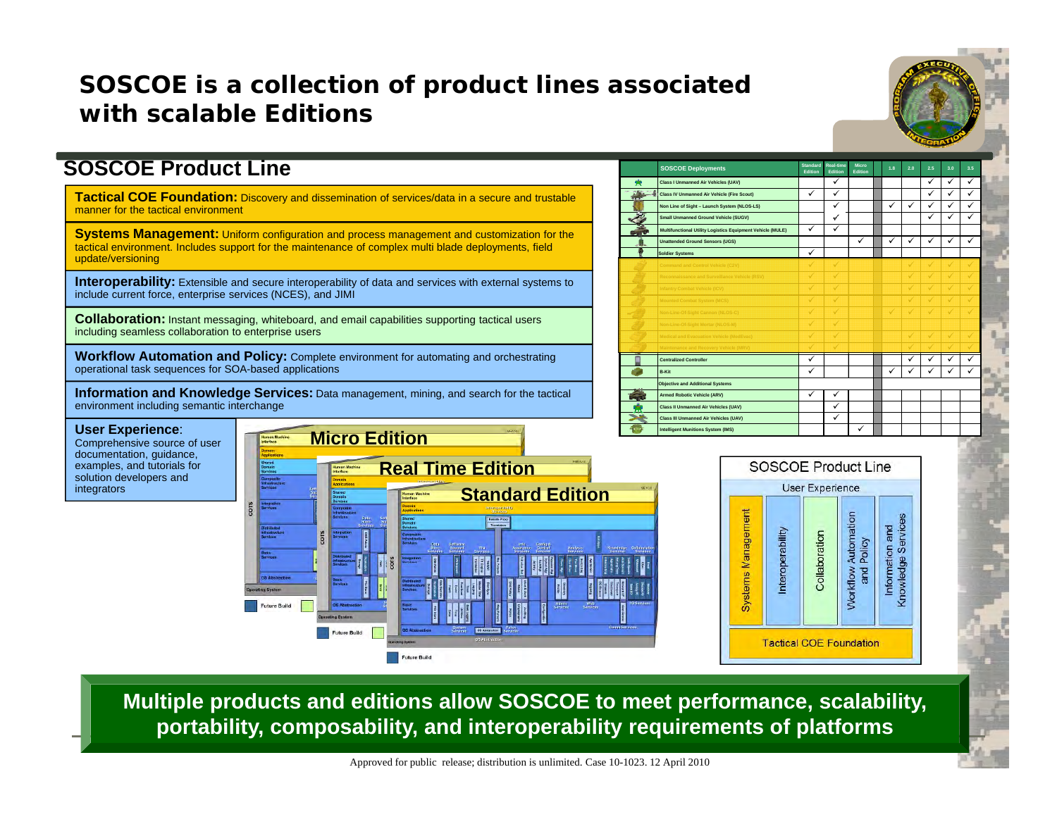# SOSCOE is a collection of product lines associated with scalable Editions

## SOSCOE Product Line

**Tactical COE Foundation:** Discovery and dissemination of services/data in a secure and trustable manner for the tactical environment

**Systems Management:** Uniform configuration and process management and customization for the tactical environment. Includes support for the maintenance of complex multi blade deployments, field update/versioning

**Interoperability:** Extensible and secure interoperability of data and services with external systems to include current force, enterprise services (NCES), and JIMI

**Collaboration:** Instant messaging, whiteboard, and email capabilities supporting tactical users including seamless collaboration to enterprise users

**Workflow Automation and Policy:** Complete environment for automating and orchestrating operational task sequences for SOA-based applications

**Information and Knowledge Services:** Data management, mining, and search for the tactical environment including semantic interchange

**User Experience**: Comprehensive source of user documentation, guidance, examples, and tutorials for solution developers and integrators

| SOSCOE Deployments | Standard Edition | Real-time Edition | Micro Edition | 1.8 | 2.0 | 2.5 | 3.0 | 3.5 |
|---|---|---|---|---|---|---|---|---|
| Class I Unmanned Air Vehicles (UAV) | | ✓ | | | | ✓ | ✓ | ✓ |
| Class IV Unmanned Air Vehicle (Fire Scout) | ✓ | ✓ | | | | ✓ | ✓ | ✓ |
| Non Line of Sight – Launch System (NLOS-LS) | | ✓ | | ✓ | ✓ | ✓ | ✓ | ✓ |
| Small Unmanned Ground Vehicle (SUGV) | | ✓ | | | | ✓ | ✓ | ✓ |
| Multifunctional Utility Logistics Equipment Vehicle (MULE) | ✓ | ✓ | | | | | | |
| Unattended Ground Sensors (UGS) | | | ✓ | ✓ | ✓ | ✓ | ✓ | ✓ |
| Soldier Systems | ✓ | | | | | | | |
| Command and Control Vehicle (C2V) | ✓ | ✓ | | | ✓ | ✓ | ✓ | ✓ |
| Reconnaissance and Surveillance Vehicle (RSV) | ✓ | ✓ | | | ✓ | ✓ | ✓ | ✓ |
| Infantry Combat Vehicle (ICV) | ✓ | ✓ | | | ✓ | ✓ | ✓ | ✓ |
| Mounted Combat System (MCS) | ✓ | ✓ | | | ✓ | ✓ | ✓ | ✓ |
| Non-Line-Of-Sight Cannon (NLOS-C) | ✓ | ✓ | | ✓ | ✓ | ✓ | ✓ | ✓ |
| Non-Line-Of-Sight Mortar (NLOS-M) | ✓ | ✓ | | | | | | |
| Medical and Evacuation Vehicle (MedEvac) | ✓ | ✓ | | | ✓ | ✓ | ✓ | ✓ |
| Maintenance and Recovery Vehicle (MRV) | ✓ | ✓ | | | ✓ | ✓ | ✓ | ✓ |
| Centralized Controller | ✓ | | | | ✓ | ✓ | ✓ | ✓ |
| B-Kit | ✓ | | | ✓ | ✓ | ✓ | ✓ | ✓ |
| **Objective and Additional Systems** | | | | | | | | |
| Armed Robotic Vehicle (ARV) | ✓ | ✓ | | | | | | |
| Class II Unmanned Air Vehicles (UAV) | | ✓ | | | | | | |
| Class III Unmanned Air Vehicles (UAV) | | ✓ | | | | | | |
| Intelligent Munitions System (IMS) | | | ✓ | | | | | |

**Micro Edition**

**Real Time Edition**

**Standard Edition**

Future Build

**SOSCOE Product Line**

- User Experience
- Systems Management
- Interoperability
- Collaboration
- Workflow Automation and Policy
- Information and Knowledge Services
- Tactical COE Foundation

**Multiple products and editions allow SOSCOE to meet performance, scalability, portability, composability, and interoperability requirements of platforms**

Approved for public release; distribution is unlimited. Case 10-1023. 12 April 2010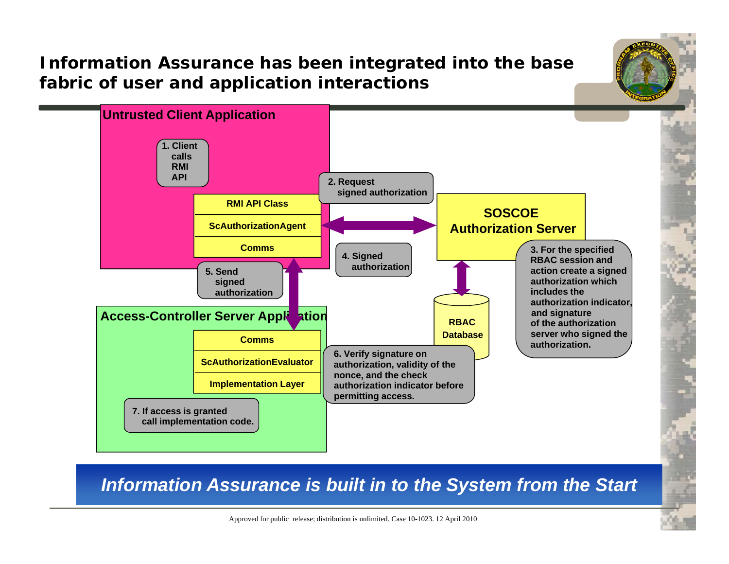# Information Assurance has been integrated into the base fabric of user and application interactions

**Untrusted Client Application**

1. Client calls RMI API

- RMI API Class
- ScAuthorizationAgent
- Comms

2. Request signed authorization

**SOSCOE Authorization Server**

3. For the specified RBAC session and action create a signed authorization which includes the authorization indicator, and signature of the authorization server who signed the authorization.

RBAC Database

4. Signed authorization

5. Send signed authorization

**Access-Controller Server Application**

- Comms
- ScAuthorizationEvaluator
- Implementation Layer

6. Verify signature on authorization, validity of the nonce, and the check authorization indicator before permitting access.

7. If access is granted call implementation code.

*Information Assurance is built in to the System from the Start*

Approved for public release; distribution is unlimited. Case 10-1023. 12 April 2010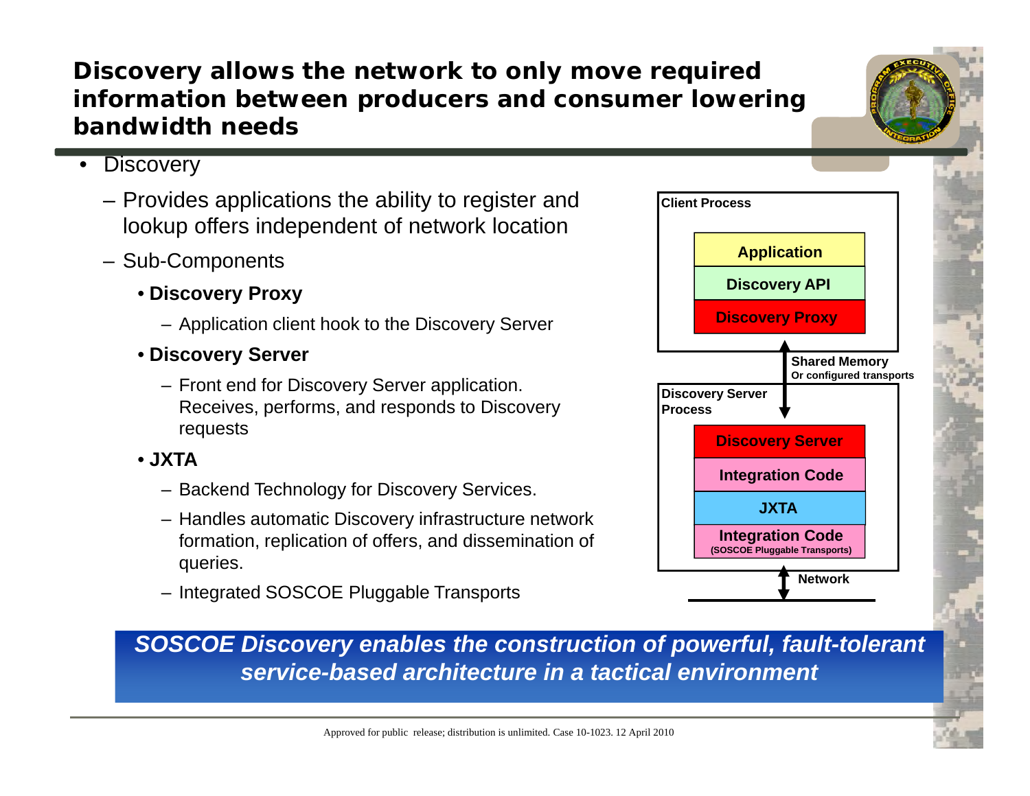# Discovery allows the network to only move required information between producers and consumer lowering bandwidth needs

- Discovery
  - Provides applications the ability to register and lookup offers independent of network location
  - Sub-Components
    - **Discovery Proxy**
      - Application client hook to the Discovery Server
    - **Discovery Server**
      - Front end for Discovery Server application. Receives, performs, and responds to Discovery requests
    - **JXTA**
      - Backend Technology for Discovery Services.
      - Handles automatic Discovery infrastructure network formation, replication of offers, and dissemination of queries.
      - Integrated SOSCOE Pluggable Transports

**Client Process**

- Application
- Discovery API
- Discovery Proxy

**Shared Memory**
**Or configured transports**

**Discovery Server Process**

- Discovery Server
- Integration Code
- JXTA
- Integration Code (SOSCOE Pluggable Transports)

**Network**

***SOSCOE Discovery enables the construction of powerful, fault-tolerant service-based architecture in a tactical environment***

Approved for public release; distribution is unlimited. Case 10-1023. 12 April 2010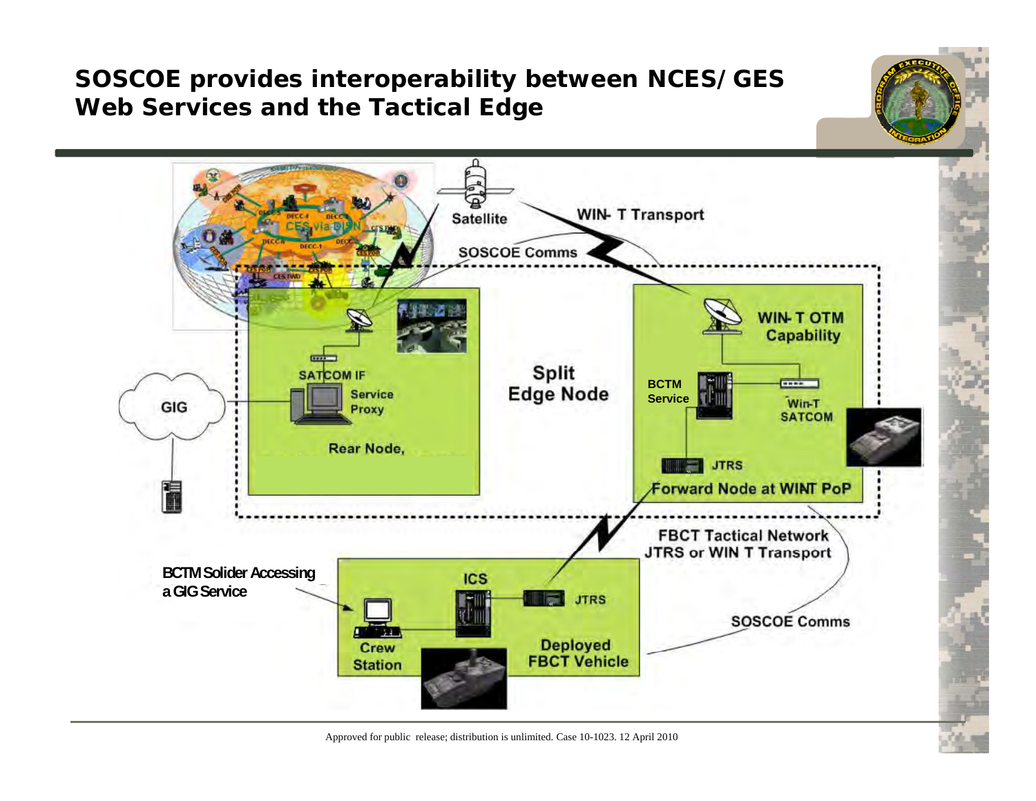# SOSCOE provides interoperability between NCES/GES Web Services and the Tactical Edge

Satellite

WIN- T Transport

SOSCOE Comms

Split Edge Node

GIG

SATCOM IF

Service Proxy

Rear Node,

WIN-T OTM Capability

BCTM Service

Win-T SATCOM

JTRS

Forward Node at WINT PoP

FBCT Tactical Network JTRS or WIN T Transport

BCTM Solider Accessing a GIG Service

ICS

JTRS

Crew Station

Deployed FBCT Vehicle

SOSCOE Comms

Approved for public release; distribution is unlimited. Case 10-1023. 12 April 2010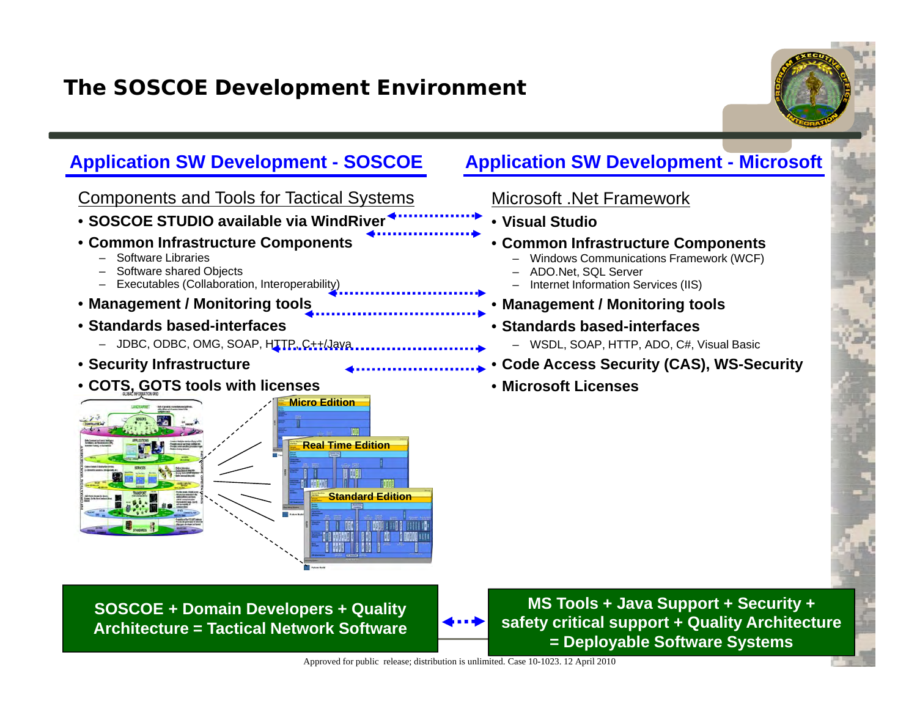# The SOSCOE Development Environment

## Application SW Development - SOSCOE

Components and Tools for Tactical Systems

- **SOSCOE STUDIO available via WindRiver**
- **Common Infrastructure Components**
  - Software Libraries
  - Software shared Objects
  - Executables (Collaboration, Interoperability)
- **Management / Monitoring tools**
- **Standards based-interfaces**
  - JDBC, ODBC, OMG, SOAP, HTTP, C++/Java
- **Security Infrastructure**
- **COTS, GOTS tools with licenses**

Micro Edition

Real Time Edition

Standard Edition

## Application SW Development - Microsoft

Microsoft .Net Framework

- **Visual Studio**
- **Common Infrastructure Components**
  - Windows Communications Framework (WCF)
  - ADO.Net, SQL Server
  - Internet Information Services (IIS)
- **Management / Monitoring tools**
- **Standards based-interfaces**
  - WSDL, SOAP, HTTP, ADO, C#, Visual Basic
- **Code Access Security (CAS), WS-Security**
- **Microsoft Licenses**

**SOSCOE + Domain Developers + Quality Architecture = Tactical Network Software**

**MS Tools + Java Support + Security + safety critical support + Quality Architecture = Deployable Software Systems**

Approved for public release; distribution is unlimited. Case 10-1023. 12 April 2010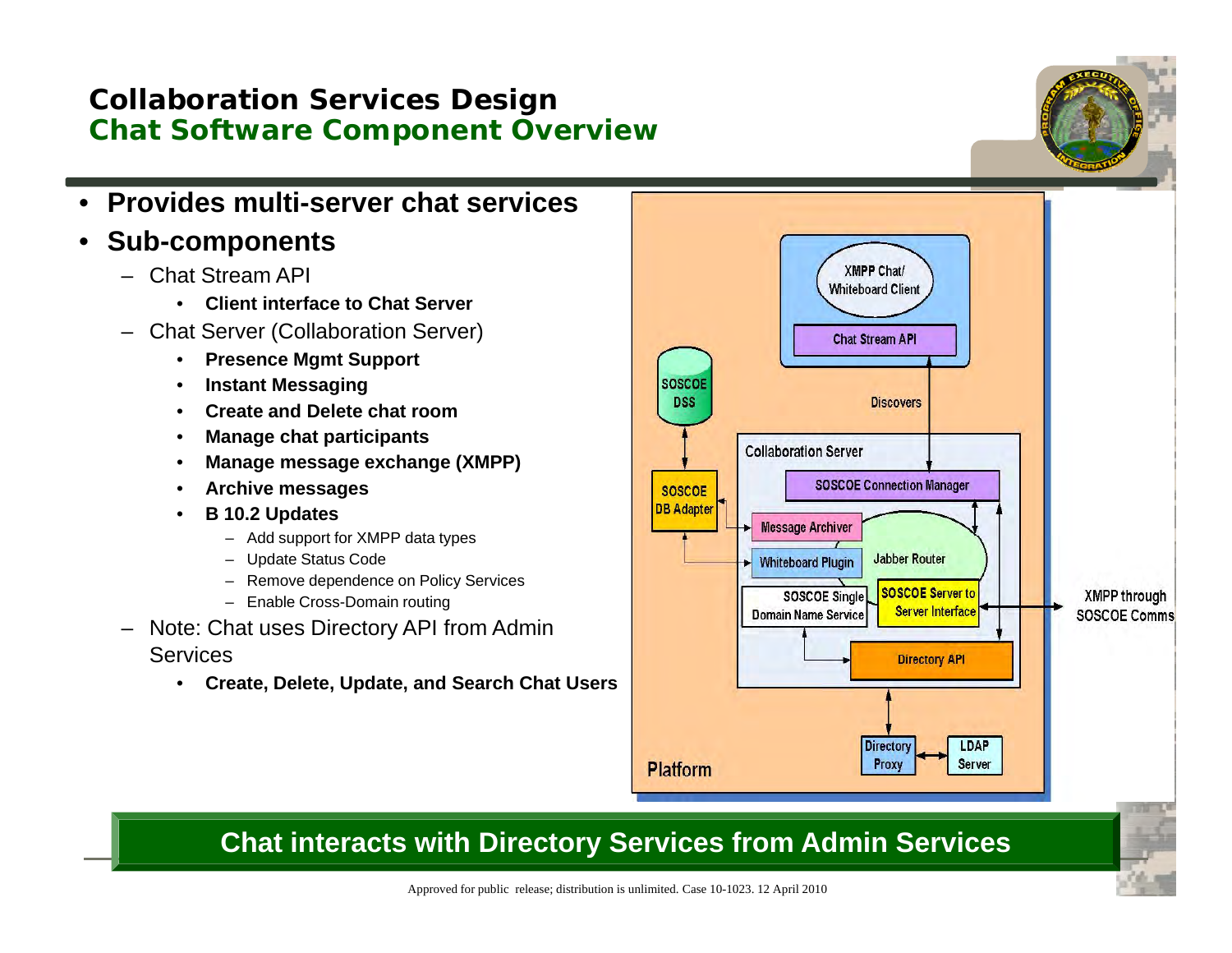# Collaboration Services Design
## Chat Software Component Overview

- **Provides multi-server chat services**
- **Sub-components**
  - Chat Stream API
    - **Client interface to Chat Server**
  - Chat Server (Collaboration Server)
    - **Presence Mgmt Support**
    - **Instant Messaging**
    - **Create and Delete chat room**
    - **Manage chat participants**
    - **Manage message exchange (XMPP)**
    - **Archive messages**
    - **B 10.2 Updates**
      - Add support for XMPP data types
      - Update Status Code
      - Remove dependence on Policy Services
      - Enable Cross-Domain routing
  - Note: Chat uses Directory API from Admin Services
    - **Create, Delete, Update, and Search Chat Users**

XMPP Chat/ Whiteboard Client

Chat Stream API

SOSCOE DSS

Discovers

SOSCOE DB Adapter

Collaboration Server

SOSCOE Connection Manager

Message Archiver

Whiteboard Plugin

Jabber Router

SOSCOE Single Domain Name Service

SOSCOE Server to Server Interface

XMPP through SOSCOE Comms

Directory API

Platform

Directory Proxy

LDAP Server

**Chat interacts with Directory Services from Admin Services**

Approved for public release; distribution is unlimited. Case 10-1023. 12 April 2010